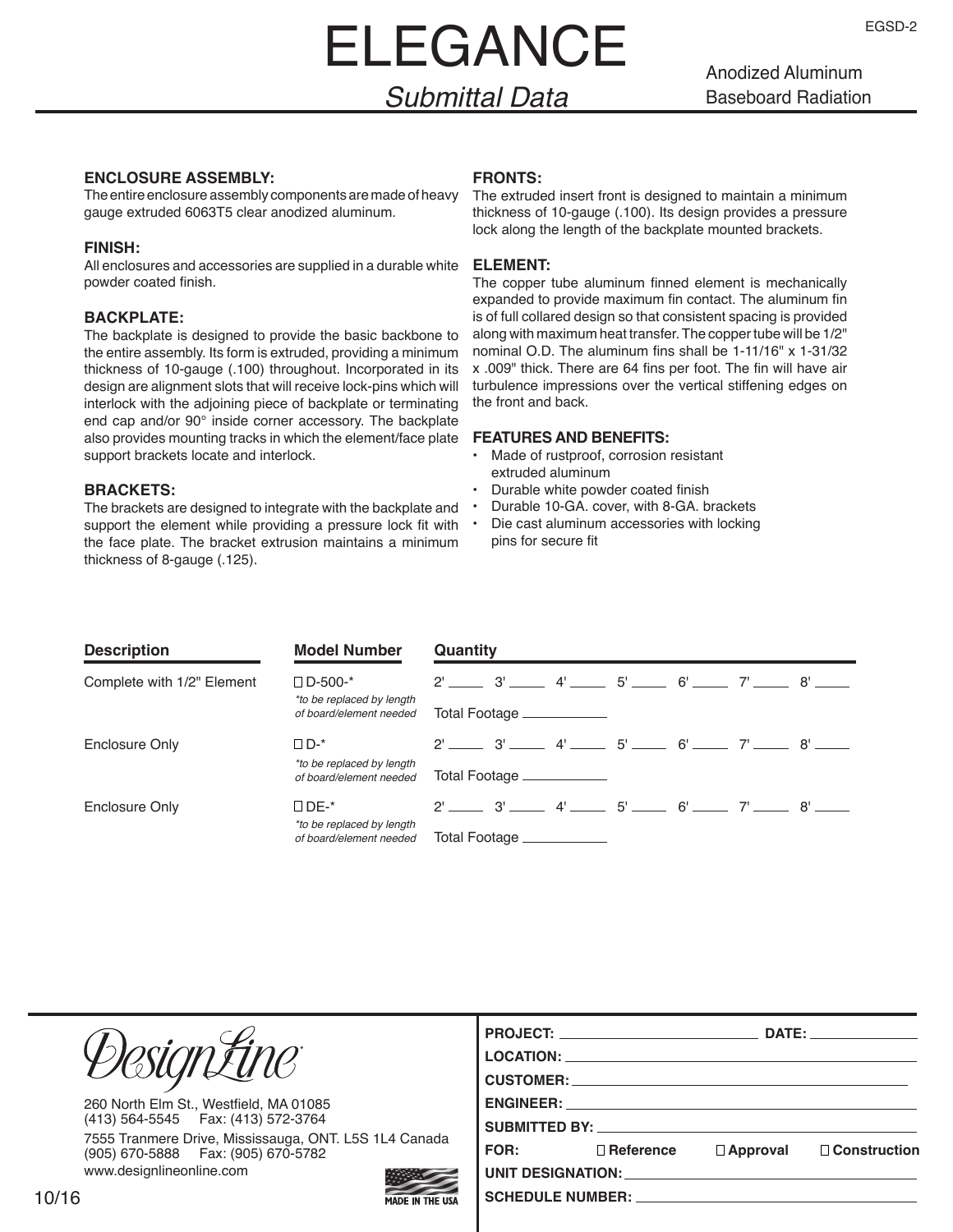# ELEGANCE

*Submittal Data*

Anodized Aluminum Baseboard Radiation

EGSD-2

**ENCLOSURE ASSEMBLY:**
The entire enclosure assembly components are made of heavy gauge extruded 6063T5 clear anodized aluminum.

**FINISH:**
All enclosures and accessories are supplied in a durable white powder coated finish.

**BACKPLATE:**
The backplate is designed to provide the basic backbone to the entire assembly. Its form is extruded, providing a minimum thickness of 10-gauge (.100) throughout. Incorporated in its design are alignment slots that will receive lock-pins which will interlock with the adjoining piece of backplate or terminating end cap and/or 90° inside corner accessory. The backplate also provides mounting tracks in which the element/face plate support brackets locate and interlock.

**BRACKETS:**
The brackets are designed to integrate with the backplate and support the element while providing a pressure lock fit with the face plate. The bracket extrusion maintains a minimum thickness of 8-gauge (.125).

**FRONTS:**
The extruded insert front is designed to maintain a minimum thickness of 10-gauge (.100). Its design provides a pressure lock along the length of the backplate mounted brackets.

**ELEMENT:**
The copper tube aluminum finned element is mechanically expanded to provide maximum fin contact. The aluminum fin is of full collared design so that consistent spacing is provided along with maximum heat transfer. The copper tube will be 1/2" nominal O.D. The aluminum fins shall be 1-11/16" x 1-31/32 x .009" thick. There are 64 fins per foot. The fin will have air turbulence impressions over the vertical stiffening edges on the front and back.

**FEATURES AND BENEFITS:**
- Made of rustproof, corrosion resistant extruded aluminum
- Durable white powder coated finish
- Durable 10-GA. cover, with 8-GA. brackets
- Die cast aluminum accessories with locking pins for secure fit

| Description | Model Number | Quantity |
|---|---|---|
| Complete with 1/2" Element | ☐ D-500-* <br> *\*to be replaced by length of board/element needed* | 2' \_\_\_\_ 3' \_\_\_\_ 4' \_\_\_\_ 5' \_\_\_\_ 6' \_\_\_\_ 7' \_\_\_\_ 8' \_\_\_\_ <br> Total Footage \_\_\_\_\_\_\_\_ |
| Enclosure Only | ☐ D-* <br> *\*to be replaced by length of board/element needed* | 2' \_\_\_\_ 3' \_\_\_\_ 4' \_\_\_\_ 5' \_\_\_\_ 6' \_\_\_\_ 7' \_\_\_\_ 8' \_\_\_\_ <br> Total Footage \_\_\_\_\_\_\_\_ |
| Enclosure Only | ☐ DE-* <br> *\*to be replaced by length of board/element needed* | 2' \_\_\_\_ 3' \_\_\_\_ 4' \_\_\_\_ 5' \_\_\_\_ 6' \_\_\_\_ 7' \_\_\_\_ 8' \_\_\_\_ <br> Total Footage \_\_\_\_\_\_\_\_ |

DesignLine

260 North Elm St., Westfield, MA 01085
(413) 564-5545 Fax: (413) 572-3764

7555 Tranmere Drive, Mississauga, ONT. L5S 1L4 Canada
(905) 670-5888 Fax: (905) 670-5782

www.designlineonline.com

MADE IN THE USA

10/16

**PROJECT:** \_\_\_\_\_\_\_\_ **DATE:** \_\_\_\_\_\_\_\_

**LOCATION:** \_\_\_\_\_\_\_\_

**CUSTOMER:** \_\_\_\_\_\_\_\_

**ENGINEER:** \_\_\_\_\_\_\_\_

**SUBMITTED BY:** \_\_\_\_\_\_\_\_

**FOR:** ☐ **Reference** ☐ **Approval** ☐ **Construction**

**UNIT DESIGNATION:** \_\_\_\_\_\_\_\_

**SCHEDULE NUMBER:** \_\_\_\_\_\_\_\_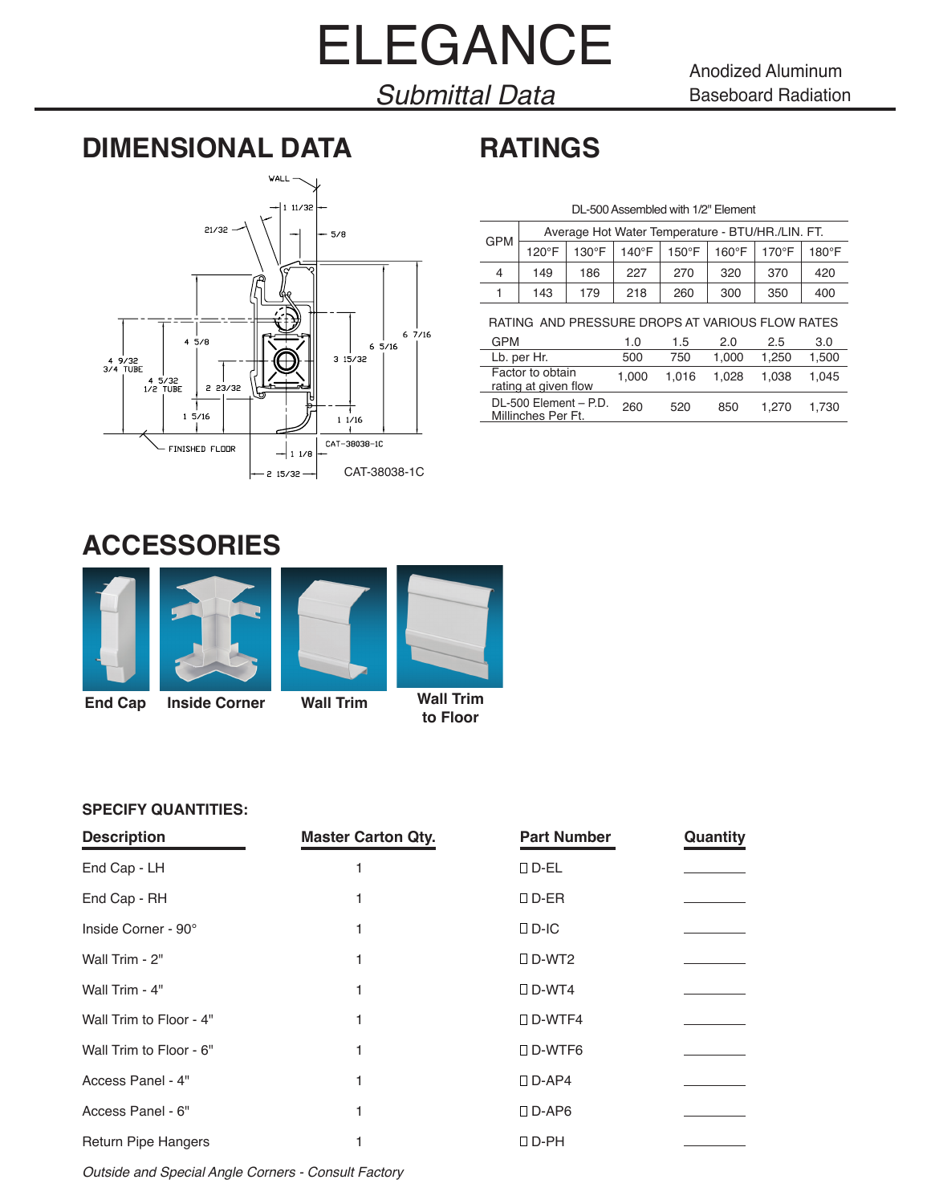# ELEGANCE

*Submittal Data*

Anodized Aluminum
Baseboard Radiation

## DIMENSIONAL DATA

WALL
1 11/32
21/32
5/8
6 7/16
4 5/8
6 5/16
4 9/32
3/4 TUBE
3 15/32
4 5/32
1/2 TUBE
2 23/32
1 5/16
1 1/16
FINISHED FLOOR
CAT-38038-1C
1 1/8
2 15/32

CAT-38038-1C

## RATINGS

DL-500 Assembled with 1/2" Element

| GPM | Average Hot Water Temperature - BTU/HR./LIN. FT. | | | | | | |
|---|---|---|---|---|---|---|---|
| | 120°F | 130°F | 140°F | 150°F | 160°F | 170°F | 180°F |
| 4 | 149 | 186 | 227 | 270 | 320 | 370 | 420 |
| 1 | 143 | 179 | 218 | 260 | 300 | 350 | 400 |

RATING AND PRESSURE DROPS AT VARIOUS FLOW RATES

| GPM | 1.0 | 1.5 | 2.0 | 2.5 | 3.0 |
|---|---|---|---|---|---|
| Lb. per Hr. | 500 | 750 | 1,000 | 1,250 | 1,500 |
| Factor to obtain rating at given flow | 1,000 | 1,016 | 1,028 | 1,038 | 1,045 |
| DL-500 Element – P.D. Millinches Per Ft. | 260 | 520 | 850 | 1,270 | 1,730 |

## ACCESSORIES

**End Cap** **Inside Corner** **Wall Trim** **Wall Trim to Floor**

### SPECIFY QUANTITIES:

| Description | Master Carton Qty. | Part Number | Quantity |
|---|---|---|---|
| End Cap - LH | 1 | ☐ D-EL | ________ |
| End Cap - RH | 1 | ☐ D-ER | ________ |
| Inside Corner - 90° | 1 | ☐ D-IC | ________ |
| Wall Trim - 2" | 1 | ☐ D-WT2 | ________ |
| Wall Trim - 4" | 1 | ☐ D-WT4 | ________ |
| Wall Trim to Floor - 4" | 1 | ☐ D-WTF4 | ________ |
| Wall Trim to Floor - 6" | 1 | ☐ D-WTF6 | ________ |
| Access Panel - 4" | 1 | ☐ D-AP4 | ________ |
| Access Panel - 6" | 1 | ☐ D-AP6 | ________ |
| Return Pipe Hangers | 1 | ☐ D-PH | ________ |

*Outside and Special Angle Corners - Consult Factory*